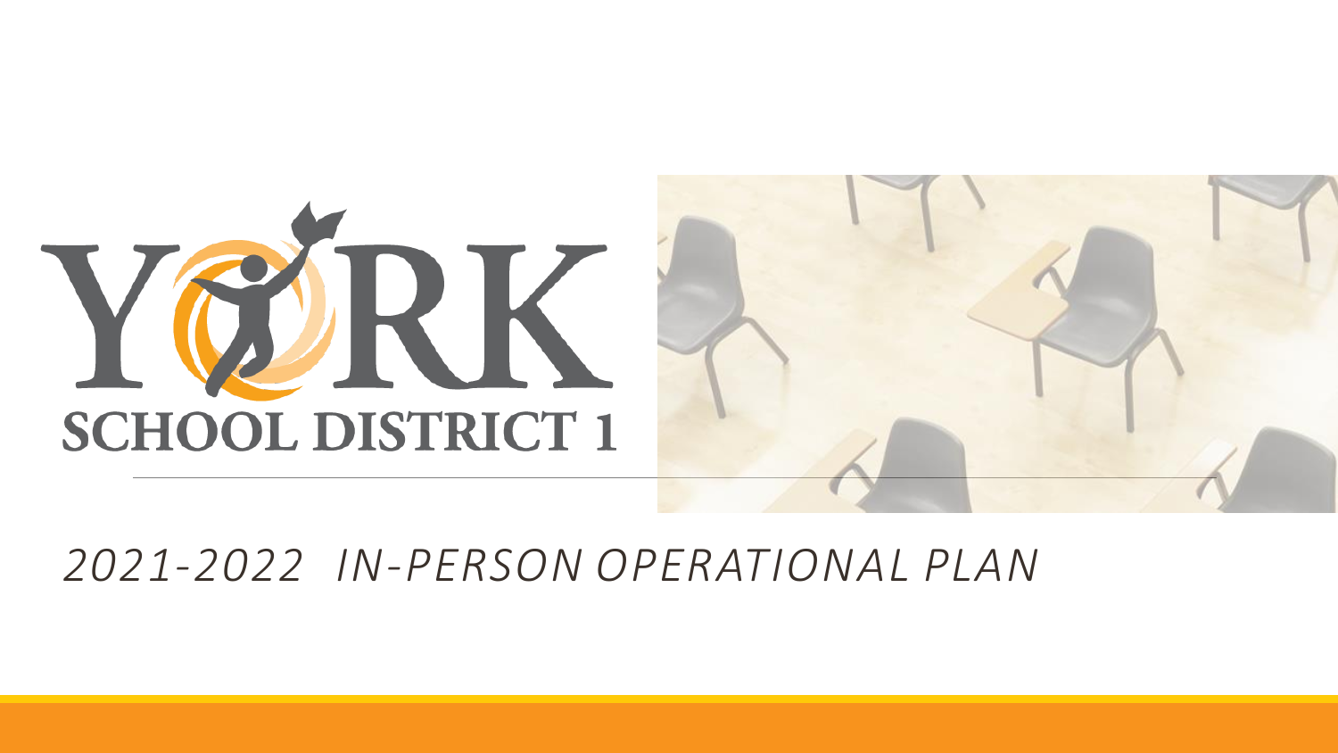# YORK SCHOOL DISTRICT 1

*2021-2022 IN-PERSON OPERATIONAL PLAN*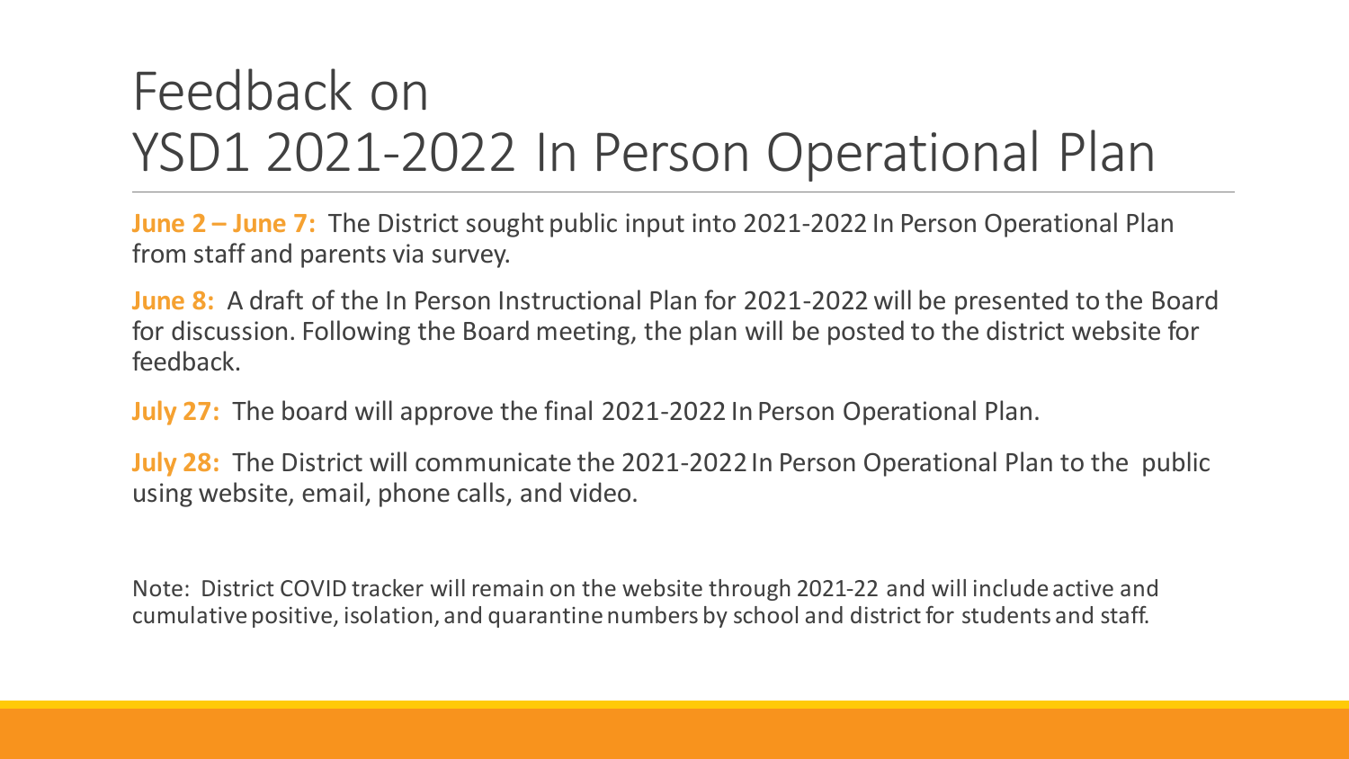# Feedback on YSD1 2021-2022 In Person Operational Plan

**June 2 – June 7:** The District sought public input into 2021-2022 In Person Operational Plan from staff and parents via survey.

**June 8:** A draft of the In Person Instructional Plan for 2021-2022 will be presented to the Board for discussion. Following the Board meeting, the plan will be posted to the district website for feedback.

**July 27:** The board will approve the final 2021-2022 In Person Operational Plan.

**July 28:** The District will communicate the 2021-2022 In Person Operational Plan to the public using website, email, phone calls, and video.

Note: District COVID tracker will remain on the website through 2021-22 and will include active and cumulative positive, isolation, and quarantine numbers by school and district for students and staff.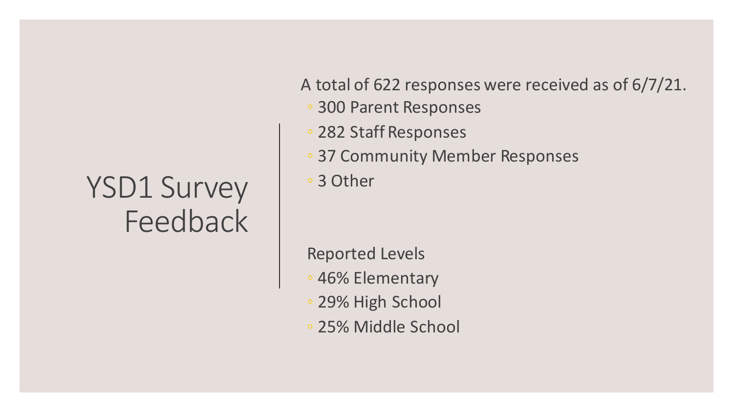# YSD1 Survey Feedback

A total of 622 responses were received as of 6/7/21.

- 300 Parent Responses
- 282 Staff Responses
- 37 Community Member Responses
- 3 Other

Reported Levels

- 46% Elementary
- 29% High School
- 25% Middle School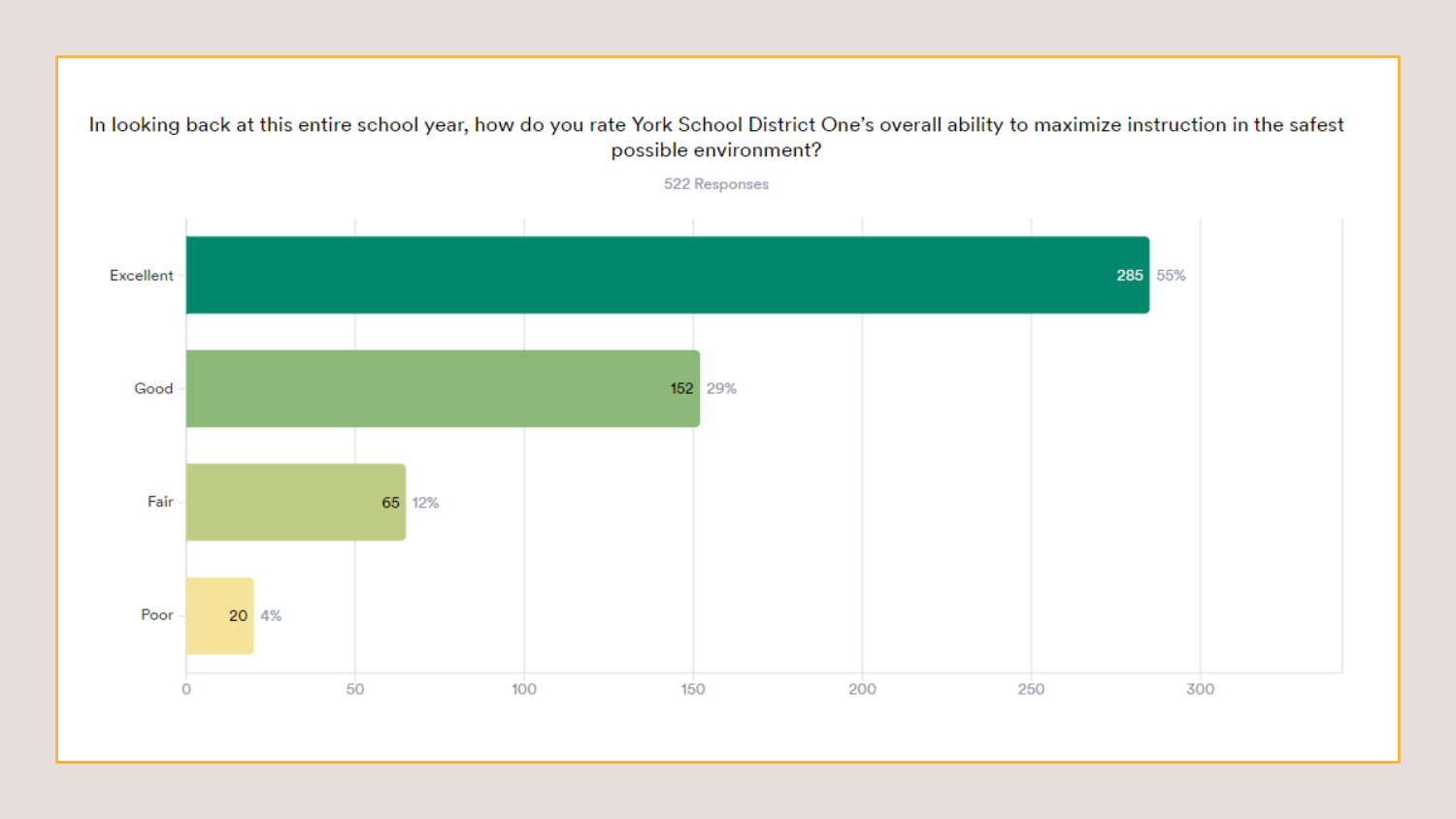In looking back at this entire school year, how do you rate York School District One's overall ability to maximize instruction in the safest possible environment?

522 Responses

| Rating | Responses | Percentage |
| --- | --- | --- |
| Excellent | 285 | 55% |
| Good | 152 | 29% |
| Fair | 65 | 12% |
| Poor | 20 | 4% |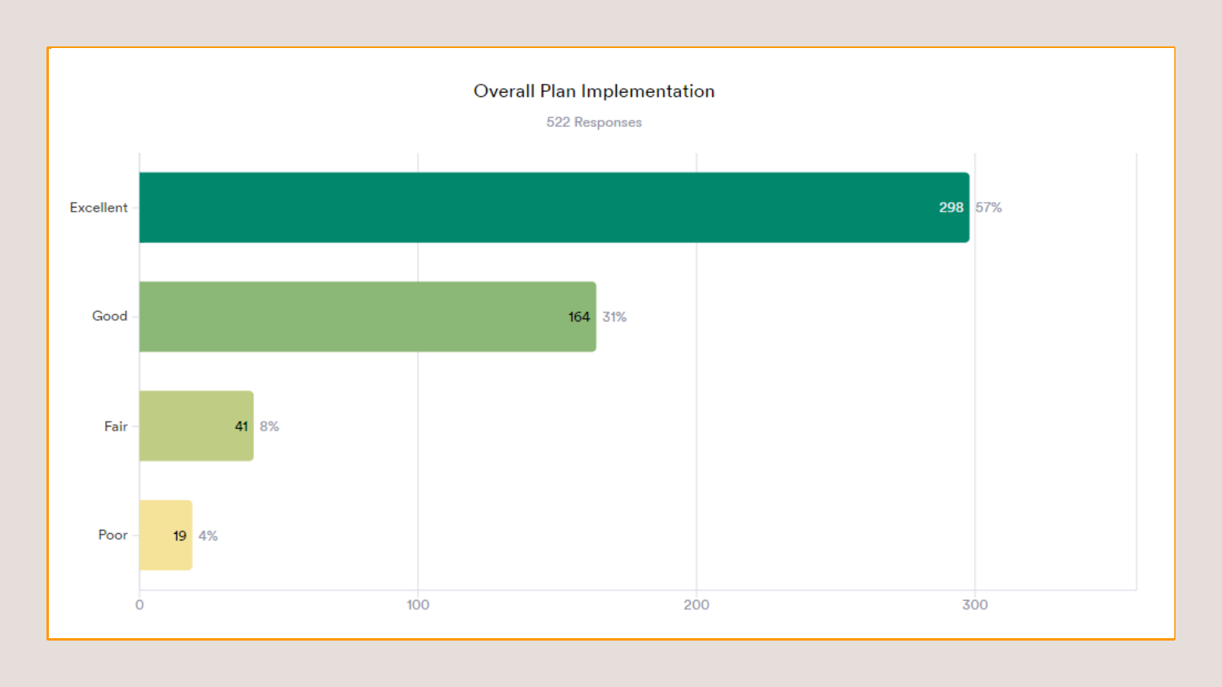## Overall Plan Implementation

522 Responses

| Rating | Responses | Percentage |
| --- | --- | --- |
| Excellent | 298 | 57% |
| Good | 164 | 31% |
| Fair | 41 | 8% |
| Poor | 19 | 4% |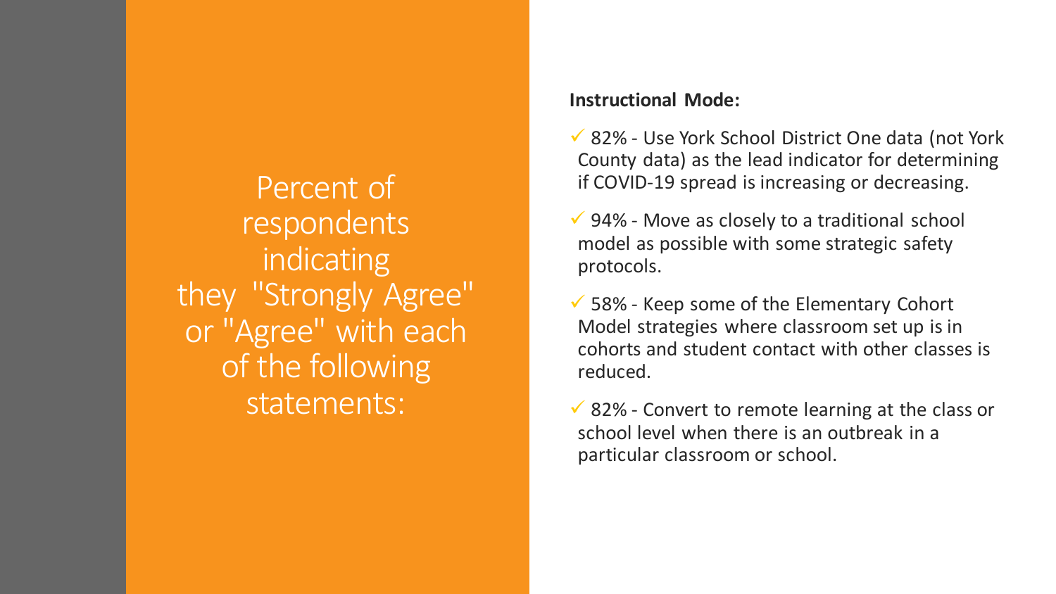# Percent of respondents indicating they "Strongly Agree" or "Agree" with each of the following statements:

**Instructional Mode:**

- ✓ 82% - Use York School District One data (not York County data) as the lead indicator for determining if COVID-19 spread is increasing or decreasing.
- ✓ 94% - Move as closely to a traditional school model as possible with some strategic safety protocols.
- ✓ 58% - Keep some of the Elementary Cohort Model strategies where classroom set up is in cohorts and student contact with other classes is reduced.
- ✓ 82% - Convert to remote learning at the class or school level when there is an outbreak in a particular classroom or school.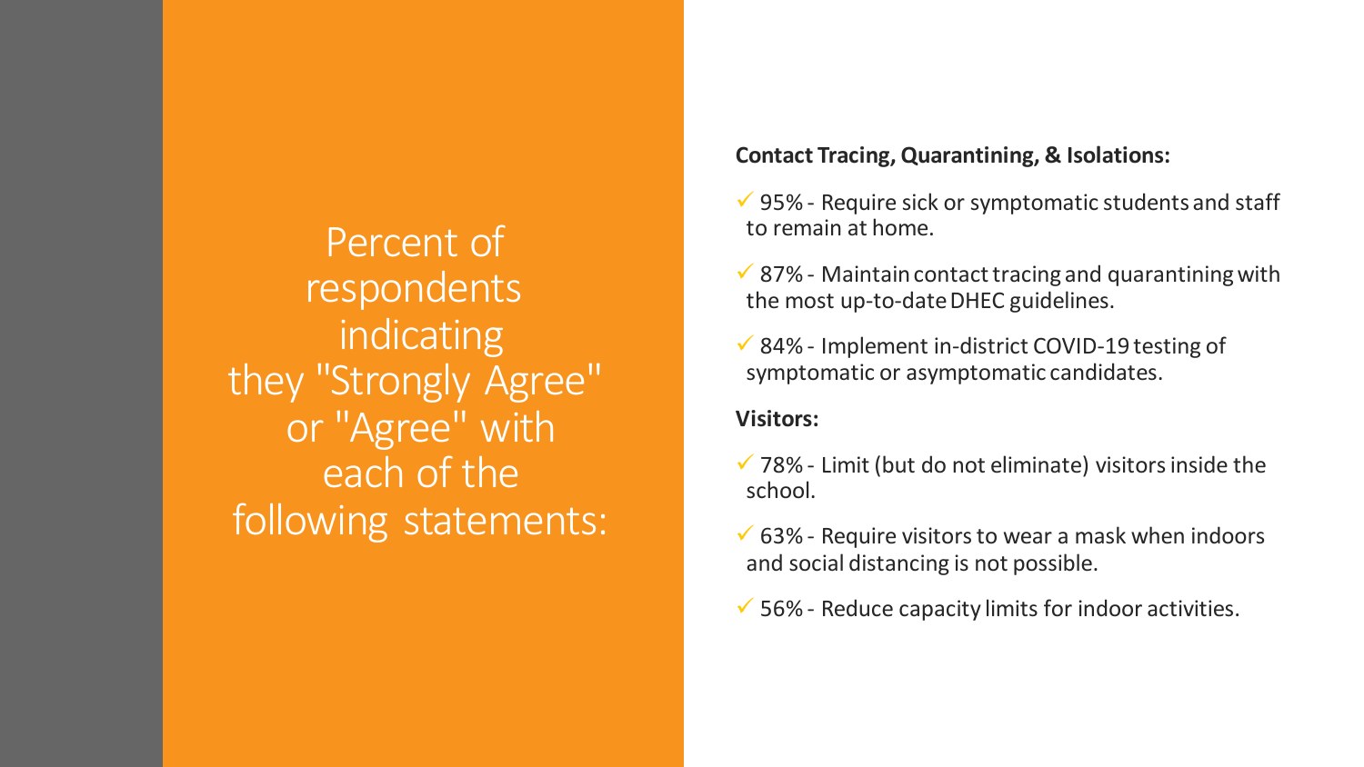# Percent of respondents indicating they "Strongly Agree" or "Agree" with each of the following statements:

**Contact Tracing, Quarantining, & Isolations:**

- ✓ 95% - Require sick or symptomatic students and staff to remain at home.
- ✓ 87% - Maintain contact tracing and quarantining with the most up-to-date DHEC guidelines.
- ✓ 84% - Implement in-district COVID-19 testing of symptomatic or asymptomatic candidates.

**Visitors:**

- ✓ 78% - Limit (but do not eliminate) visitors inside the school.
- ✓ 63% - Require visitors to wear a mask when indoors and social distancing is not possible.
- ✓ 56% - Reduce capacity limits for indoor activities.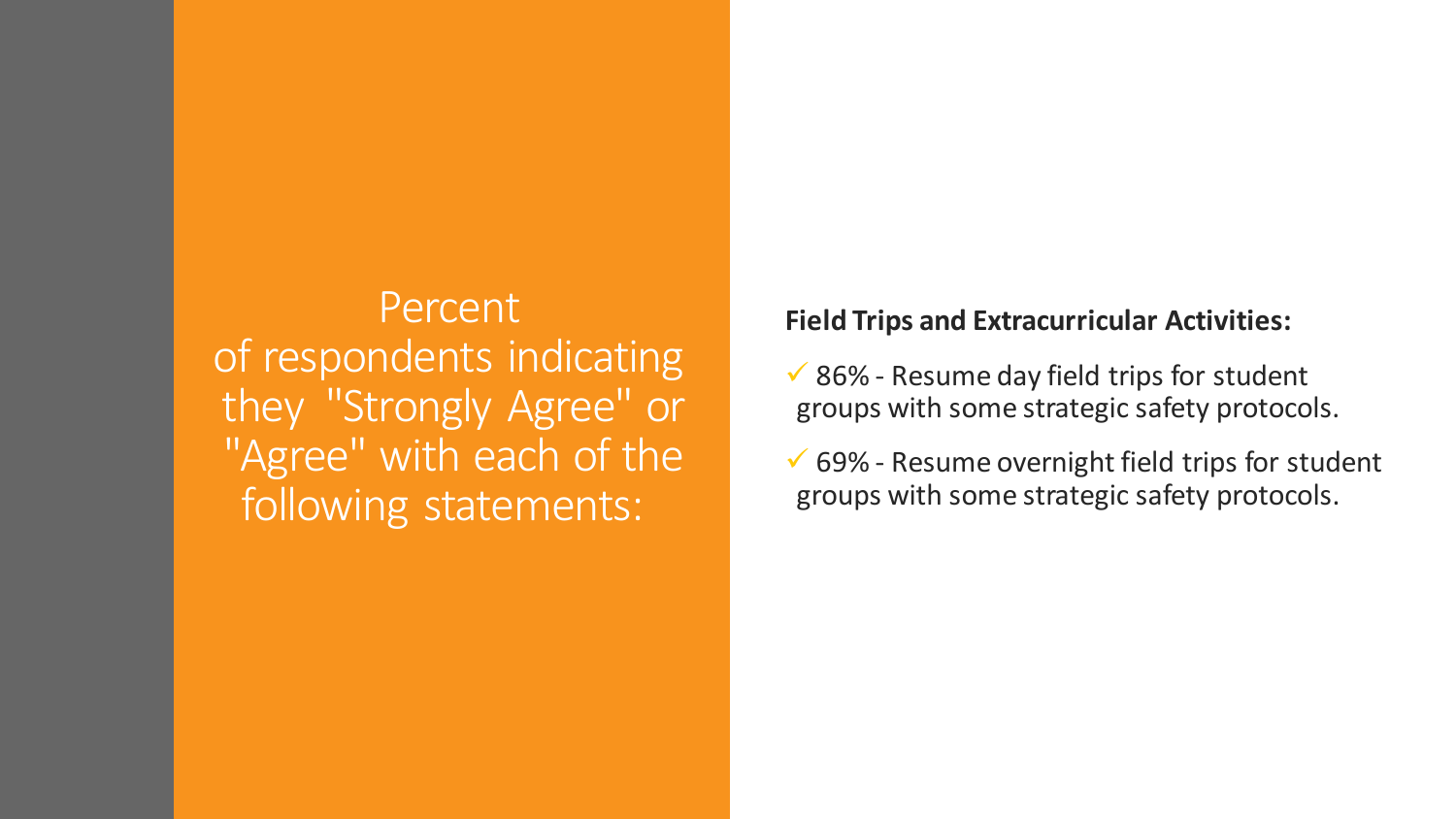# Percent of respondents indicating they "Strongly Agree" or "Agree" with each of the following statements:

**Field Trips and Extracurricular Activities:**

- ✓ 86% - Resume day field trips for student groups with some strategic safety protocols.
- ✓ 69% - Resume overnight field trips for student groups with some strategic safety protocols.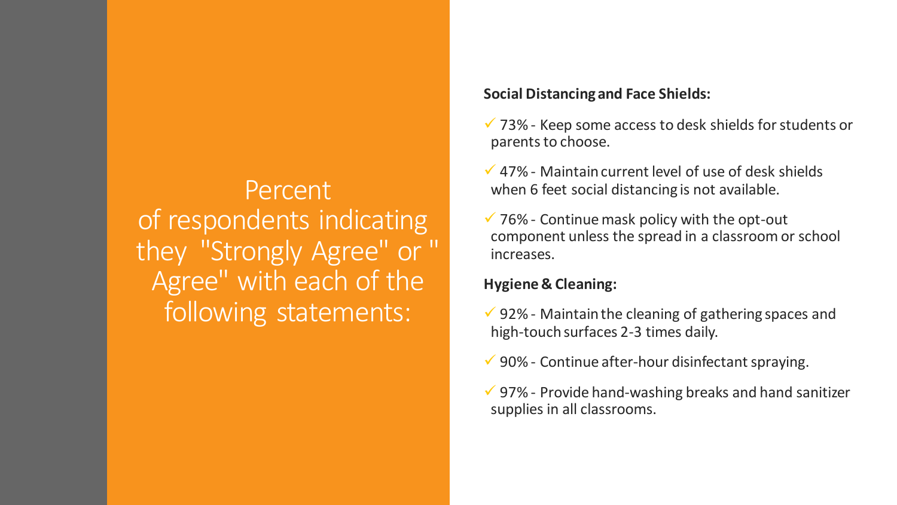# Percent of respondents indicating they "Strongly Agree" or " Agree" with each of the following statements:

**Social Distancing and Face Shields:**

- ✓ 73% - Keep some access to desk shields for students or parents to choose.
- ✓ 47% - Maintain current level of use of desk shields when 6 feet social distancing is not available.
- ✓ 76% - Continue mask policy with the opt-out component unless the spread in a classroom or school increases.

**Hygiene & Cleaning:**

- ✓ 92% - Maintain the cleaning of gathering spaces and high-touch surfaces 2-3 times daily.
- ✓ 90% - Continue after-hour disinfectant spraying.
- ✓ 97% - Provide hand-washing breaks and hand sanitizer supplies in all classrooms.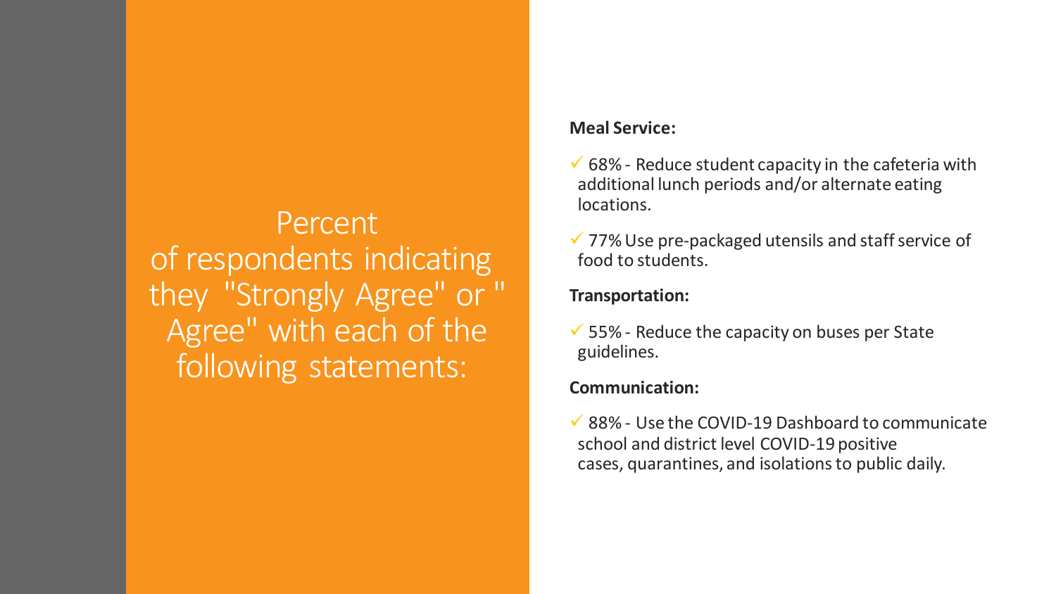# Percent of respondents indicating they "Strongly Agree" or " Agree" with each of the following statements:

**Meal Service:**

- ✓ 68% - Reduce student capacity in the cafeteria with additional lunch periods and/or alternate eating locations.
- ✓ 77% Use pre-packaged utensils and staff service of food to students.

**Transportation:**

- ✓ 55% - Reduce the capacity on buses per State guidelines.

**Communication:**

- ✓ 88% - Use the COVID-19 Dashboard to communicate school and district level COVID-19 positive cases, quarantines, and isolations to public daily.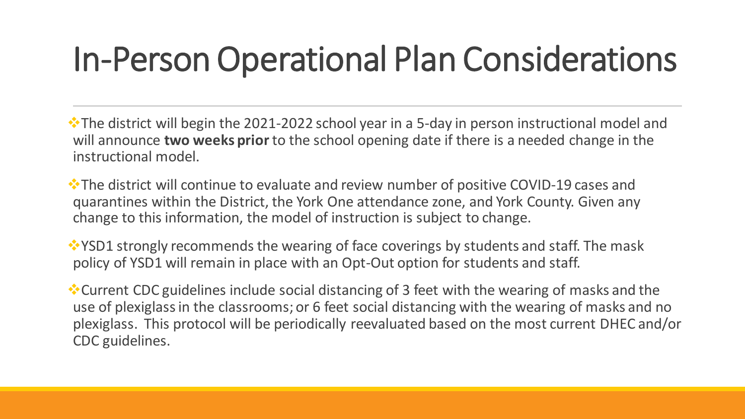# In-Person Operational Plan Considerations

- The district will begin the 2021-2022 school year in a 5-day in person instructional model and will announce **two weeks prior** to the school opening date if there is a needed change in the instructional model.
- The district will continue to evaluate and review number of positive COVID-19 cases and quarantines within the District, the York One attendance zone, and York County. Given any change to this information, the model of instruction is subject to change.
- YSD1 strongly recommends the wearing of face coverings by students and staff. The mask policy of YSD1 will remain in place with an Opt-Out option for students and staff.
- Current CDC guidelines include social distancing of 3 feet with the wearing of masks and the use of plexiglass in the classrooms; or 6 feet social distancing with the wearing of masks and no plexiglass. This protocol will be periodically reevaluated based on the most current DHEC and/or CDC guidelines.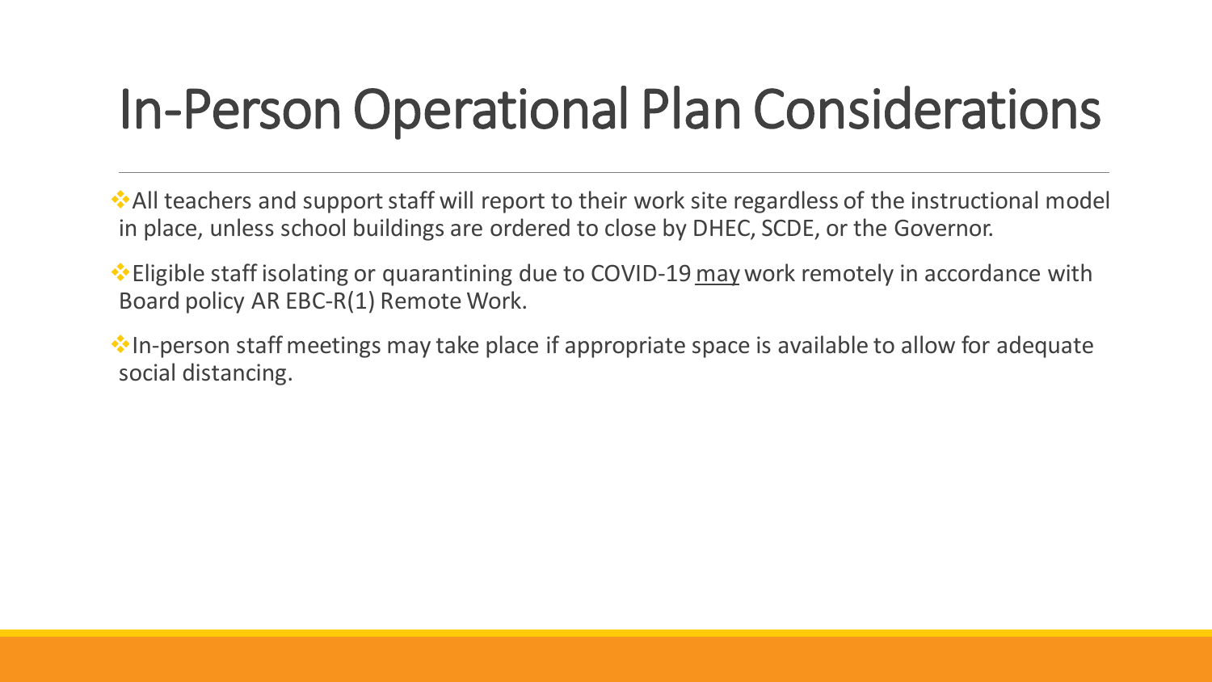# In-Person Operational Plan Considerations

- All teachers and support staff will report to their work site regardless of the instructional model in place, unless school buildings are ordered to close by DHEC, SCDE, or the Governor.
- Eligible staff isolating or quarantining due to COVID-19 <u>may</u> work remotely in accordance with Board policy AR EBC-R(1) Remote Work.
- In-person staff meetings may take place if appropriate space is available to allow for adequate social distancing.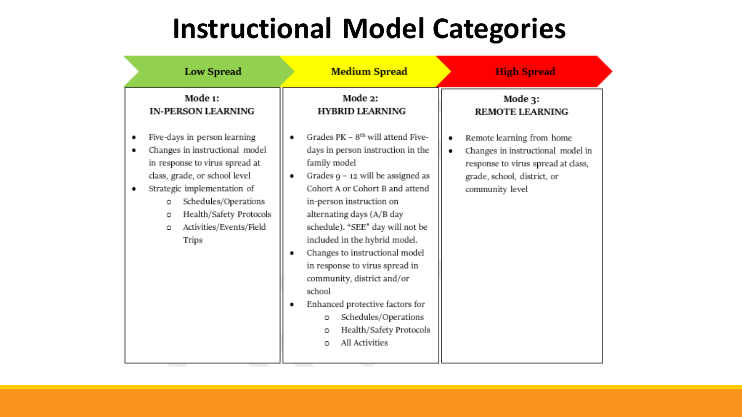# Instructional Model Categories

| Low Spread | Medium Spread | High Spread |
| --- | --- | --- |
| **Mode 1: IN-PERSON LEARNING** | **Mode 2: HYBRID LEARNING** | **Mode 3: REMOTE LEARNING** |
| • Five-days in person learning<br>• Changes in instructional model in response to virus spread at class, grade, or school level<br>• Strategic implementation of<br>&nbsp;&nbsp;&nbsp;&nbsp;○ Schedules/Operations<br>&nbsp;&nbsp;&nbsp;&nbsp;○ Health/Safety Protocols<br>&nbsp;&nbsp;&nbsp;&nbsp;○ Activities/Events/Field Trips | • Grades PK – 8th will attend Five-days in person instruction in the family model<br>• Grades 9 – 12 will be assigned as Cohort A or Cohort B and attend in-person instruction on alternating days (A/B day schedule). "SEE" day will not be included in the hybrid model.<br>• Changes to instructional model in response to virus spread in community, district and/or school<br>• Enhanced protective factors for<br>&nbsp;&nbsp;&nbsp;&nbsp;○ Schedules/Operations<br>&nbsp;&nbsp;&nbsp;&nbsp;○ Health/Safety Protocols<br>&nbsp;&nbsp;&nbsp;&nbsp;○ All Activities | • Remote learning from home<br>• Changes in instructional model in response to virus spread at class, grade, school, district, or community level |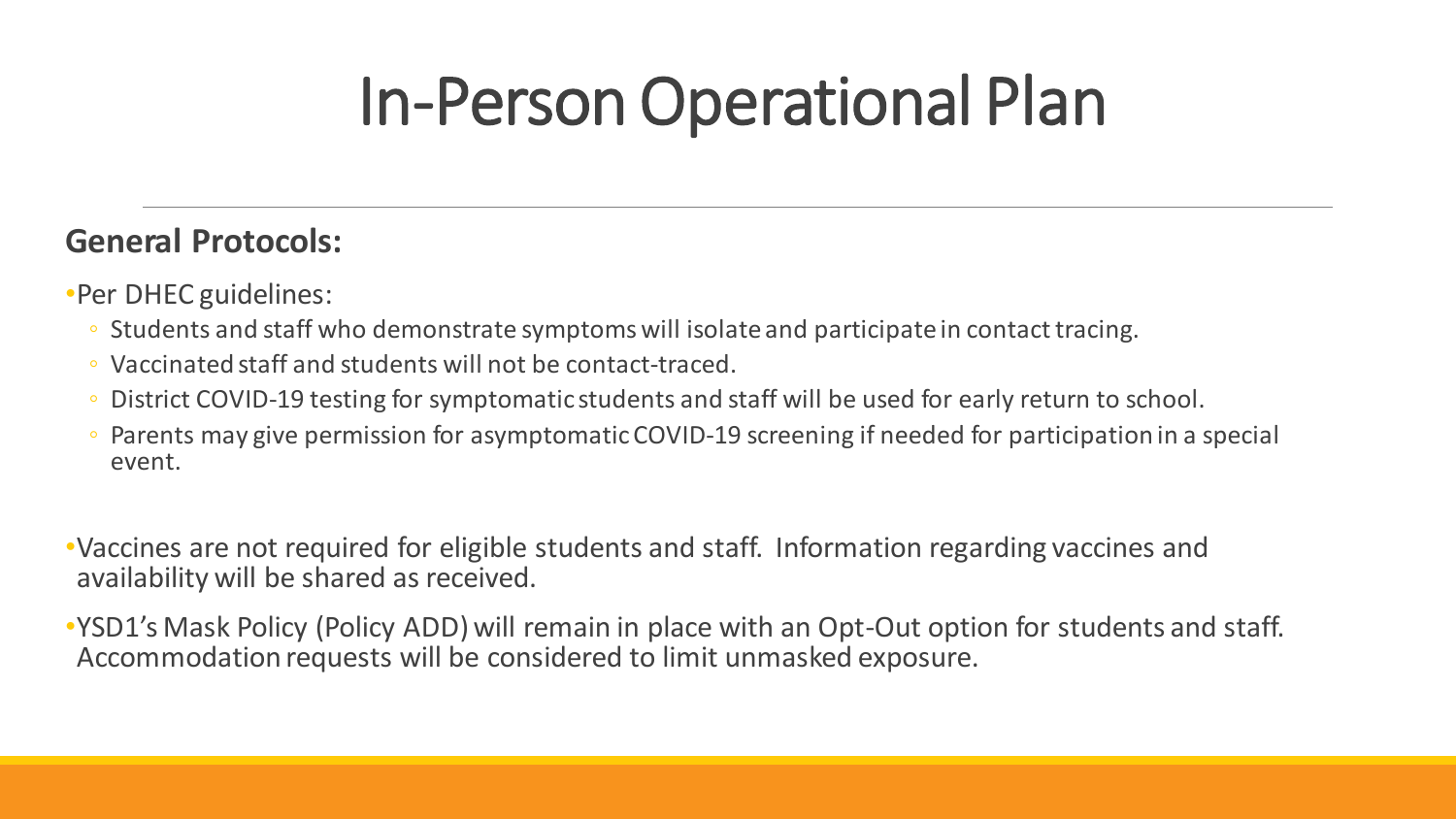# In-Person Operational Plan

**General Protocols:**

- Per DHEC guidelines:
  - Students and staff who demonstrate symptoms will isolate and participate in contact tracing.
  - Vaccinated staff and students will not be contact-traced.
  - District COVID-19 testing for symptomatic students and staff will be used for early return to school.
  - Parents may give permission for asymptomatic COVID-19 screening if needed for participation in a special event.
- Vaccines are not required for eligible students and staff. Information regarding vaccines and availability will be shared as received.
- YSD1's Mask Policy (Policy ADD) will remain in place with an Opt-Out option for students and staff. Accommodation requests will be considered to limit unmasked exposure.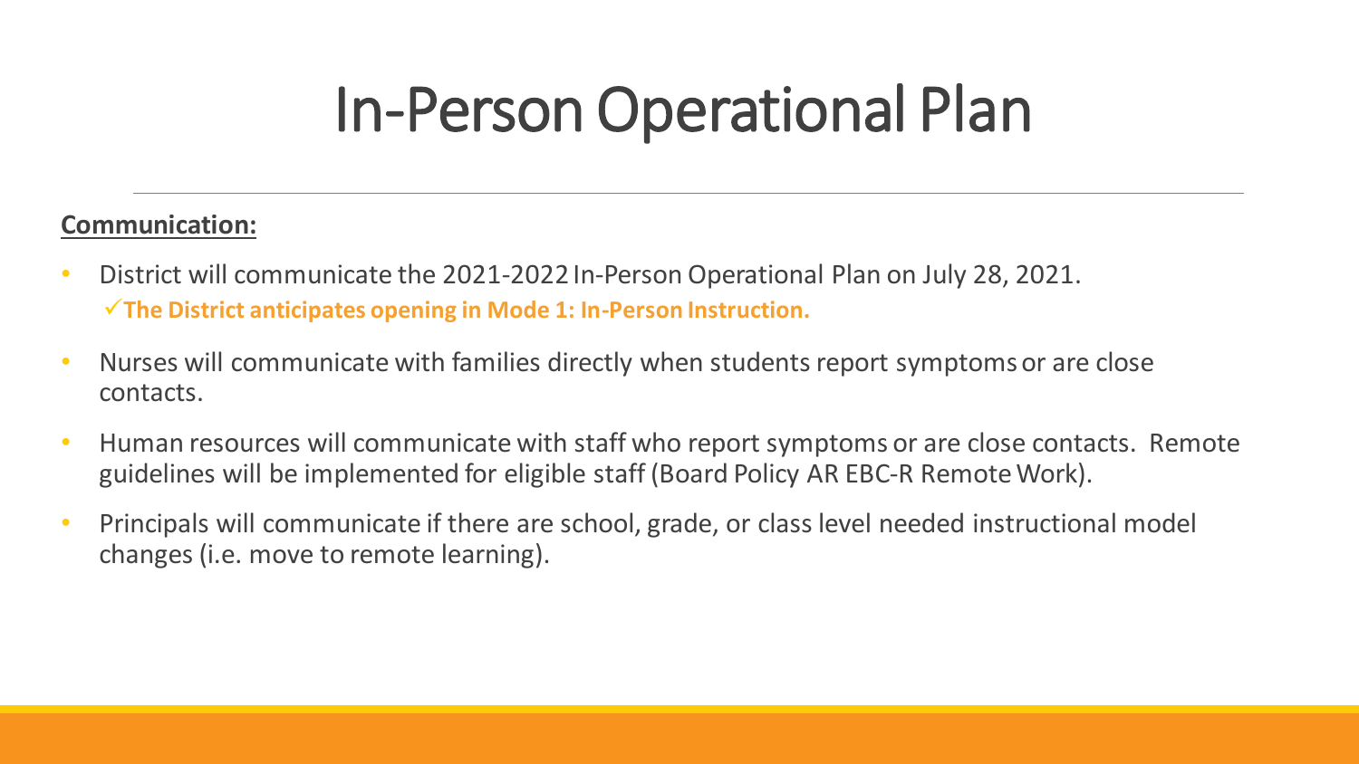# In-Person Operational Plan

**Communication:**

- District will communicate the 2021-2022 In-Person Operational Plan on July 28, 2021.
  - ✓ **The District anticipates opening in Mode 1: In-Person Instruction.**
- Nurses will communicate with families directly when students report symptoms or are close contacts.
- Human resources will communicate with staff who report symptoms or are close contacts. Remote guidelines will be implemented for eligible staff (Board Policy AR EBC-R Remote Work).
- Principals will communicate if there are school, grade, or class level needed instructional model changes (i.e. move to remote learning).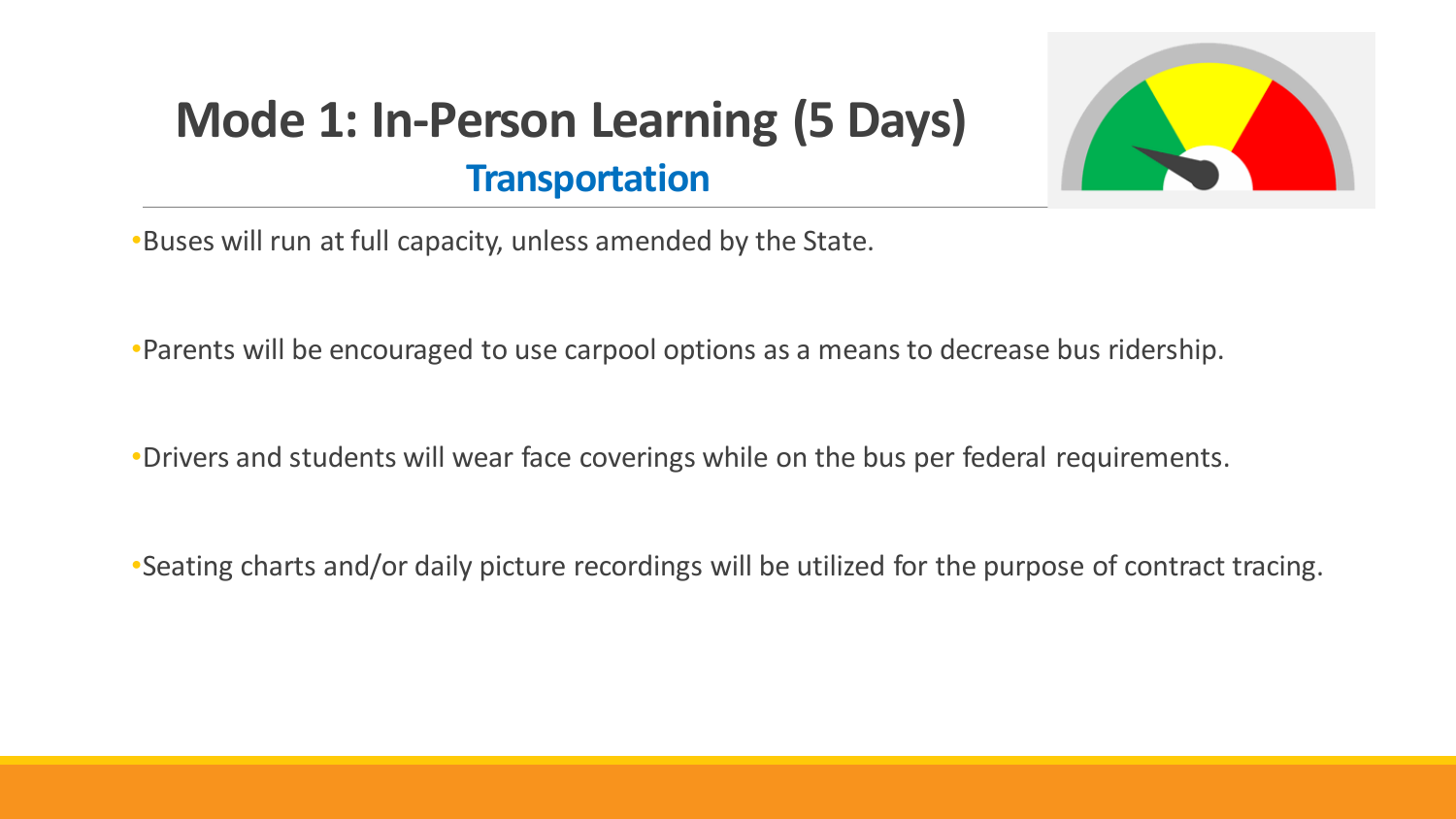# Mode 1: In-Person Learning (5 Days)

## Transportation

- Buses will run at full capacity, unless amended by the State.
- Parents will be encouraged to use carpool options as a means to decrease bus ridership.
- Drivers and students will wear face coverings while on the bus per federal requirements.
- Seating charts and/or daily picture recordings will be utilized for the purpose of contract tracing.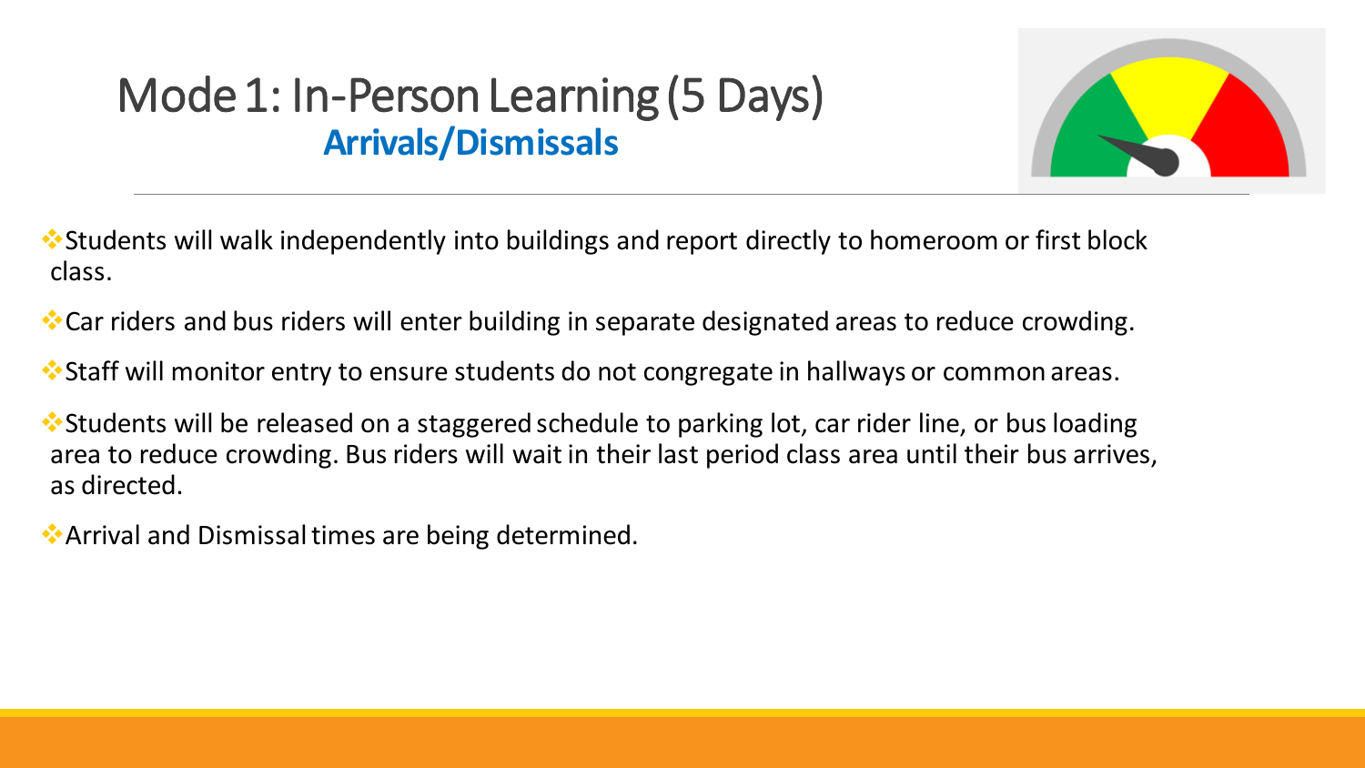# Mode 1: In-Person Learning (5 Days)

## Arrivals/Dismissals

- Students will walk independently into buildings and report directly to homeroom or first block class.
- Car riders and bus riders will enter building in separate designated areas to reduce crowding.
- Staff will monitor entry to ensure students do not congregate in hallways or common areas.
- Students will be released on a staggered schedule to parking lot, car rider line, or bus loading area to reduce crowding. Bus riders will wait in their last period class area until their bus arrives, as directed.
- Arrival and Dismissal times are being determined.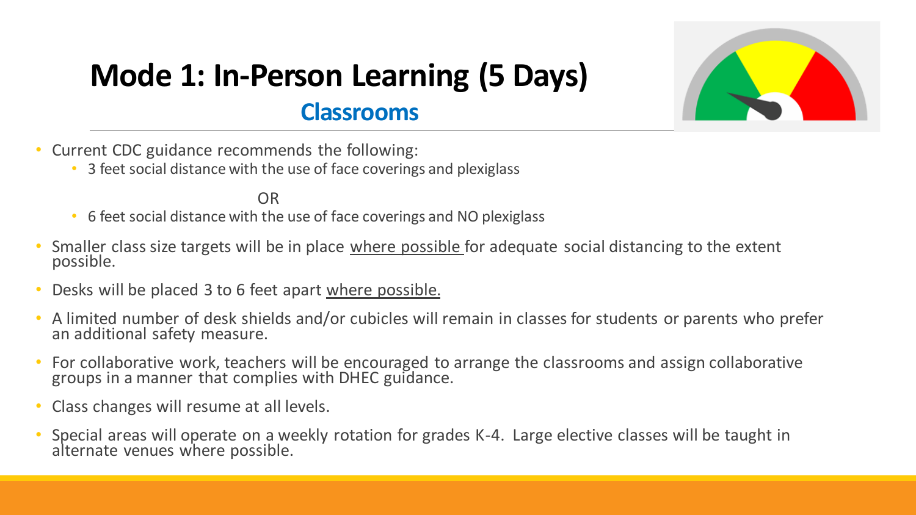# Mode 1: In-Person Learning (5 Days)

## Classrooms

- Current CDC guidance recommends the following:
  - 3 feet social distance with the use of face coverings and plexiglass

    OR

  - 6 feet social distance with the use of face coverings and NO plexiglass
- Smaller class size targets will be in place <u>where possible</u> for adequate social distancing to the extent possible.
- Desks will be placed 3 to 6 feet apart <u>where possible.</u>
- A limited number of desk shields and/or cubicles will remain in classes for students or parents who prefer an additional safety measure.
- For collaborative work, teachers will be encouraged to arrange the classrooms and assign collaborative groups in a manner that complies with DHEC guidance.
- Class changes will resume at all levels.
- Special areas will operate on a weekly rotation for grades K-4. Large elective classes will be taught in alternate venues where possible.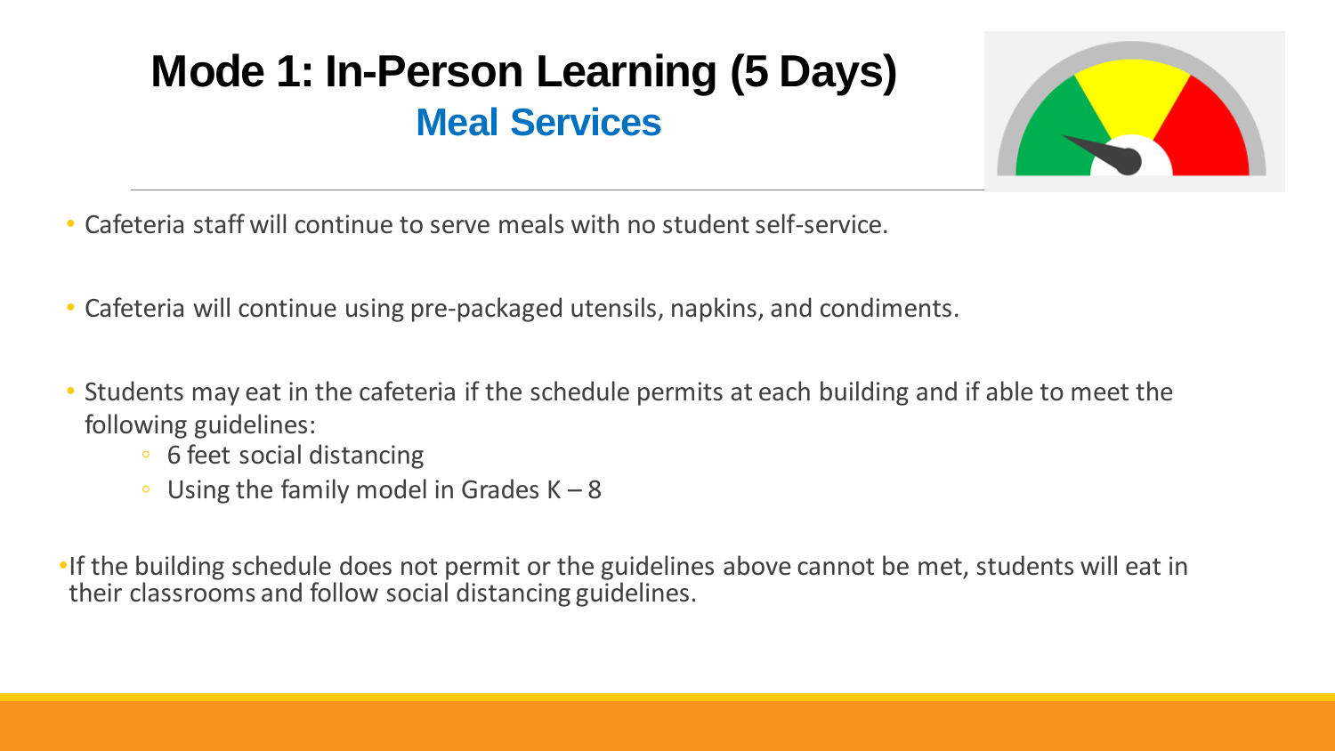# Mode 1: In-Person Learning (5 Days)

## Meal Services

- Cafeteria staff will continue to serve meals with no student self-service.
- Cafeteria will continue using pre-packaged utensils, napkins, and condiments.
- Students may eat in the cafeteria if the schedule permits at each building and if able to meet the following guidelines:
  - 6 feet social distancing
  - Using the family model in Grades K – 8
- If the building schedule does not permit or the guidelines above cannot be met, students will eat in their classrooms and follow social distancing guidelines.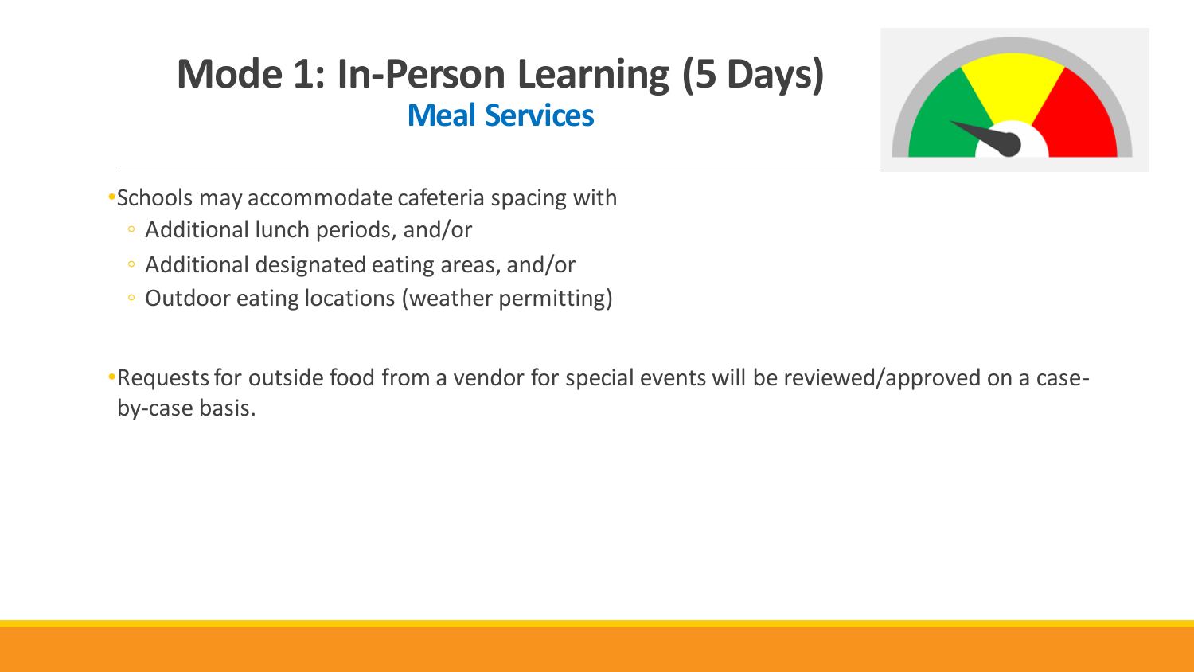# Mode 1: In-Person Learning (5 Days)

## Meal Services

- Schools may accommodate cafeteria spacing with
  - Additional lunch periods, and/or
  - Additional designated eating areas, and/or
  - Outdoor eating locations (weather permitting)

- Requests for outside food from a vendor for special events will be reviewed/approved on a case-by-case basis.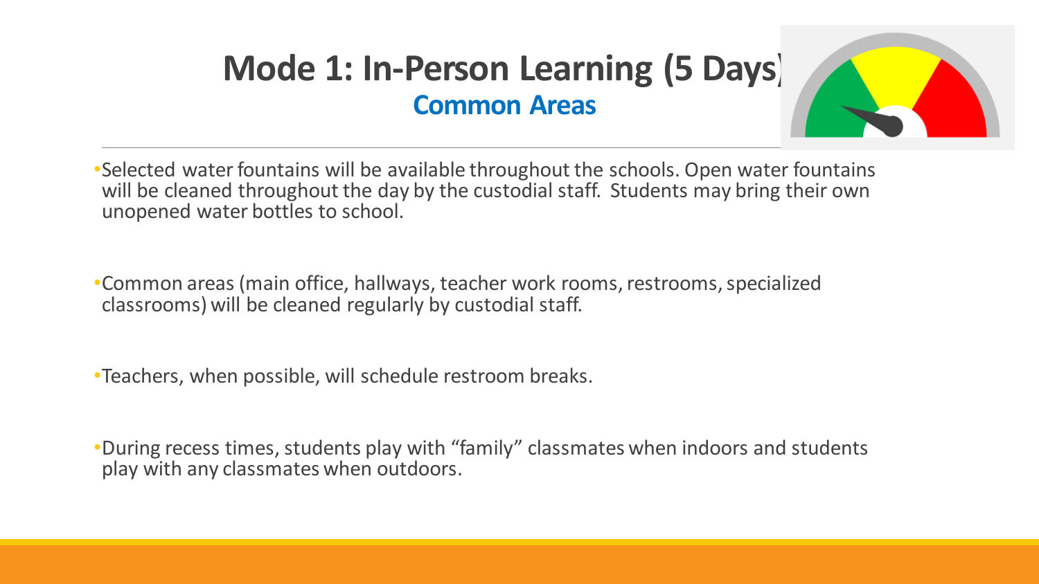# Mode 1: In-Person Learning (5 Days)

## Common Areas

- Selected water fountains will be available throughout the schools. Open water fountains will be cleaned throughout the day by the custodial staff. Students may bring their own unopened water bottles to school.

- Common areas (main office, hallways, teacher work rooms, restrooms, specialized classrooms) will be cleaned regularly by custodial staff.

- Teachers, when possible, will schedule restroom breaks.

- During recess times, students play with "family" classmates when indoors and students play with any classmates when outdoors.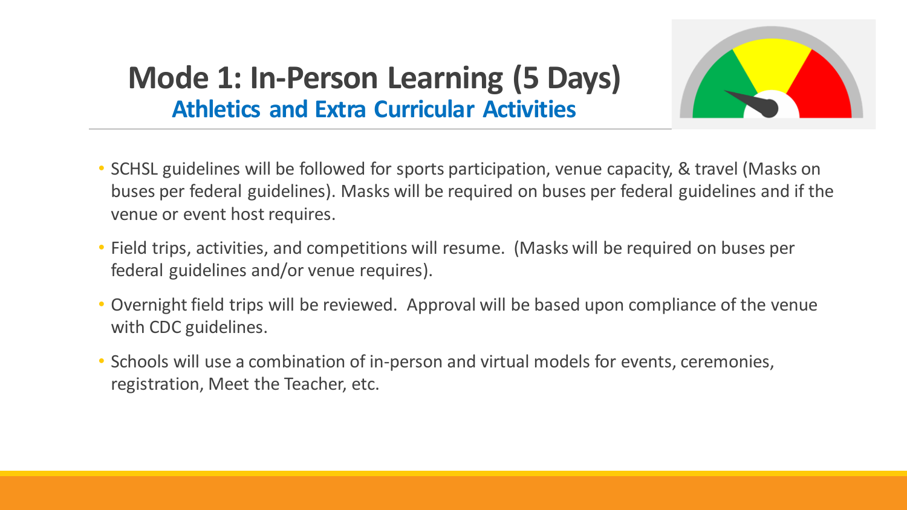# Mode 1: In-Person Learning (5 Days)

## Athletics and Extra Curricular Activities

- SCHSL guidelines will be followed for sports participation, venue capacity, & travel (Masks on buses per federal guidelines). Masks will be required on buses per federal guidelines and if the venue or event host requires.
- Field trips, activities, and competitions will resume. (Masks will be required on buses per federal guidelines and/or venue requires).
- Overnight field trips will be reviewed. Approval will be based upon compliance of the venue with CDC guidelines.
- Schools will use a combination of in-person and virtual models for events, ceremonies, registration, Meet the Teacher, etc.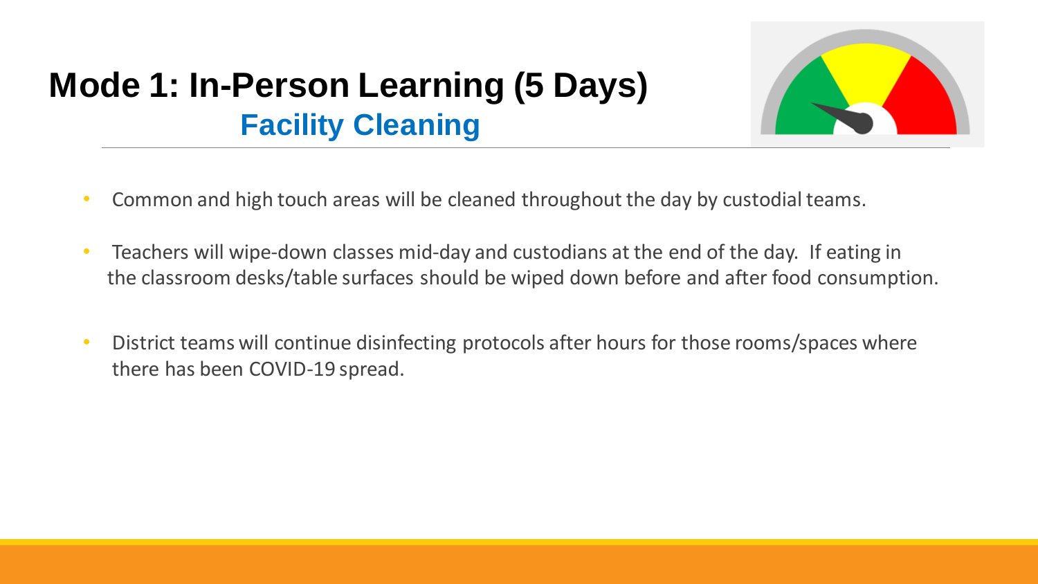# Mode 1: In-Person Learning (5 Days)

## Facility Cleaning

- Common and high touch areas will be cleaned throughout the day by custodial teams.
- Teachers will wipe-down classes mid-day and custodians at the end of the day. If eating in the classroom desks/table surfaces should be wiped down before and after food consumption.
- District teams will continue disinfecting protocols after hours for those rooms/spaces where there has been COVID-19 spread.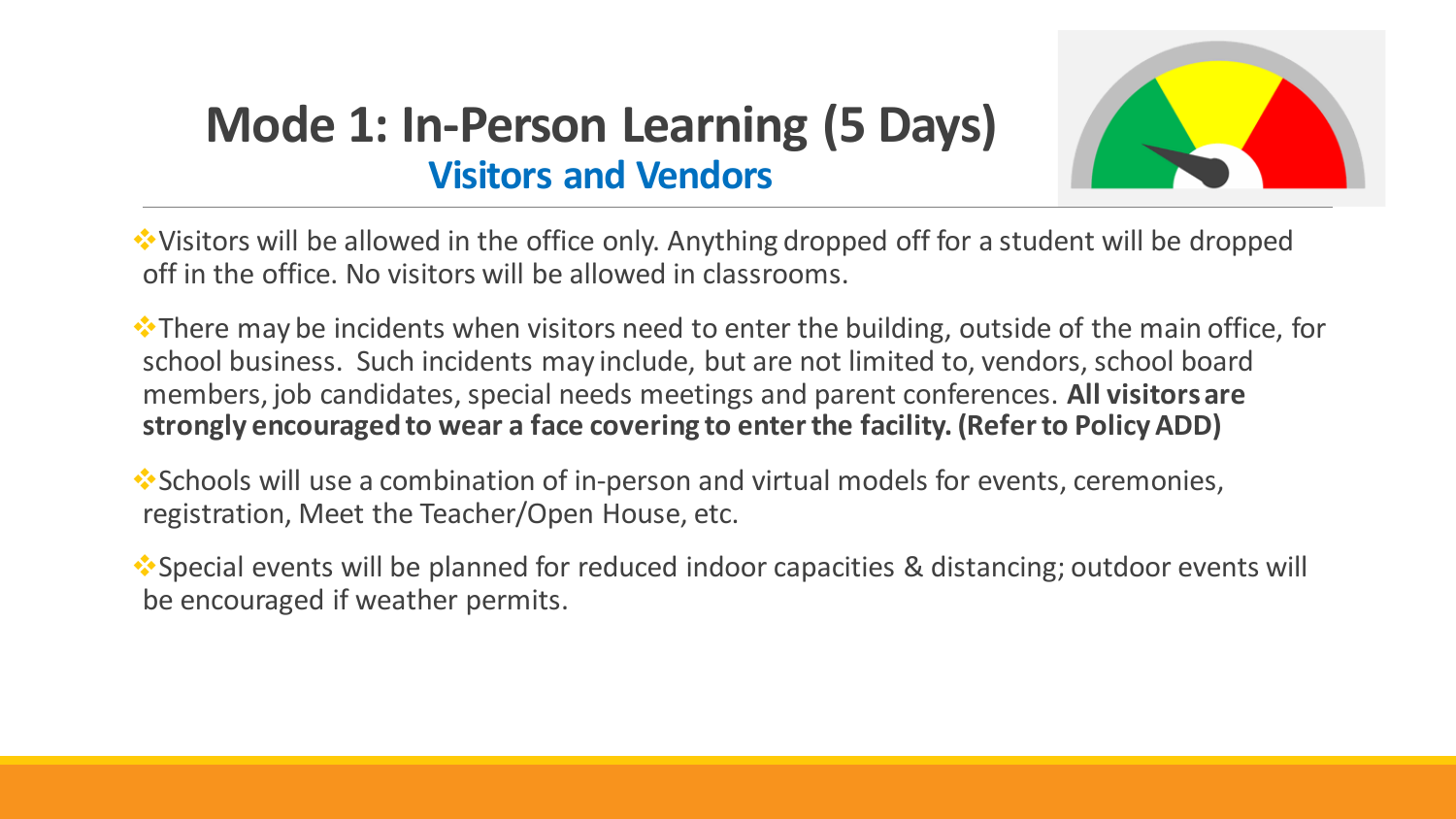# Mode 1: In-Person Learning (5 Days)

## Visitors and Vendors

- Visitors will be allowed in the office only. Anything dropped off for a student will be dropped off in the office. No visitors will be allowed in classrooms.
- There may be incidents when visitors need to enter the building, outside of the main office, for school business. Such incidents may include, but are not limited to, vendors, school board members, job candidates, special needs meetings and parent conferences. **All visitors are strongly encouraged to wear a face covering to enter the facility. (Refer to Policy ADD)**
- Schools will use a combination of in-person and virtual models for events, ceremonies, registration, Meet the Teacher/Open House, etc.
- Special events will be planned for reduced indoor capacities & distancing; outdoor events will be encouraged if weather permits.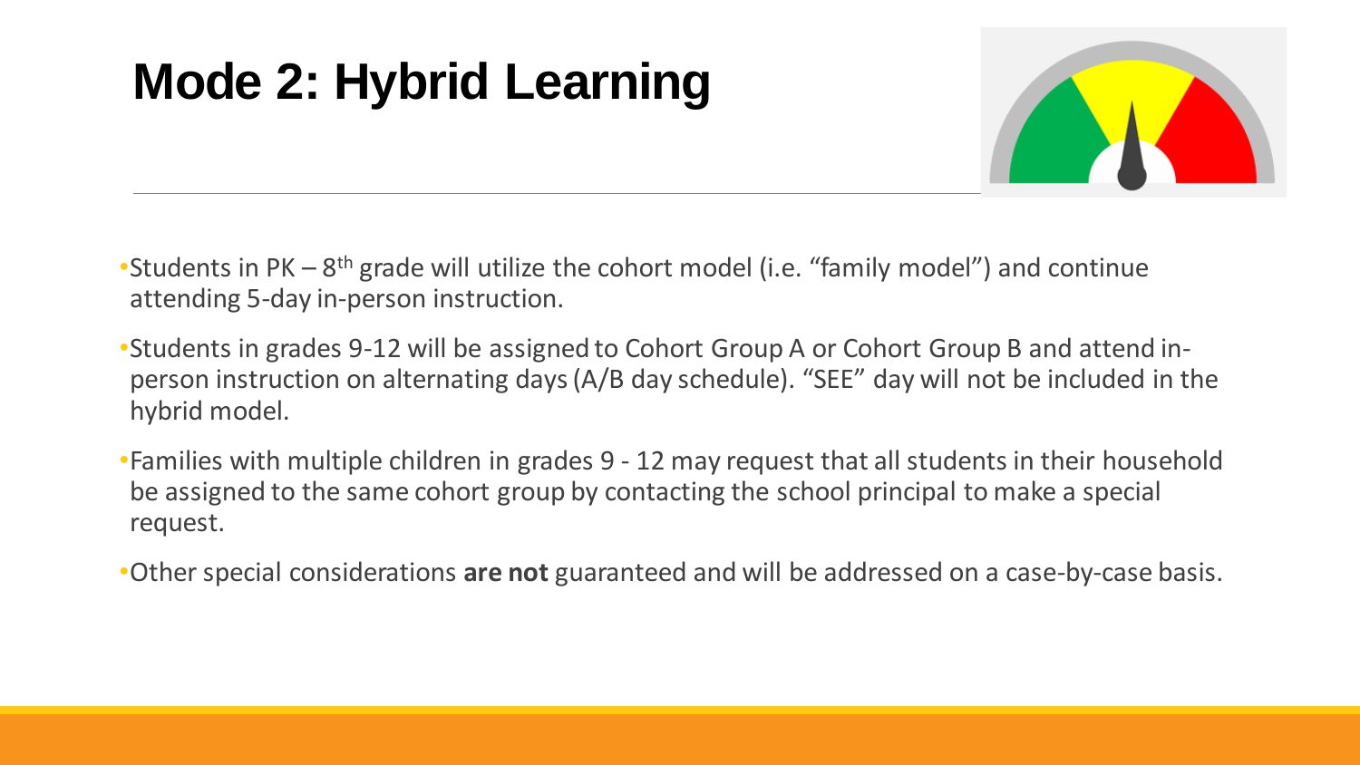# Mode 2: Hybrid Learning

- Students in PK – 8th grade will utilize the cohort model (i.e. “family model”) and continue attending 5-day in-person instruction.
- Students in grades 9-12 will be assigned to Cohort Group A or Cohort Group B and attend in-person instruction on alternating days (A/B day schedule). “SEE” day will not be included in the hybrid model.
- Families with multiple children in grades 9 - 12 may request that all students in their household be assigned to the same cohort group by contacting the school principal to make a special request.
- Other special considerations **are not** guaranteed and will be addressed on a case-by-case basis.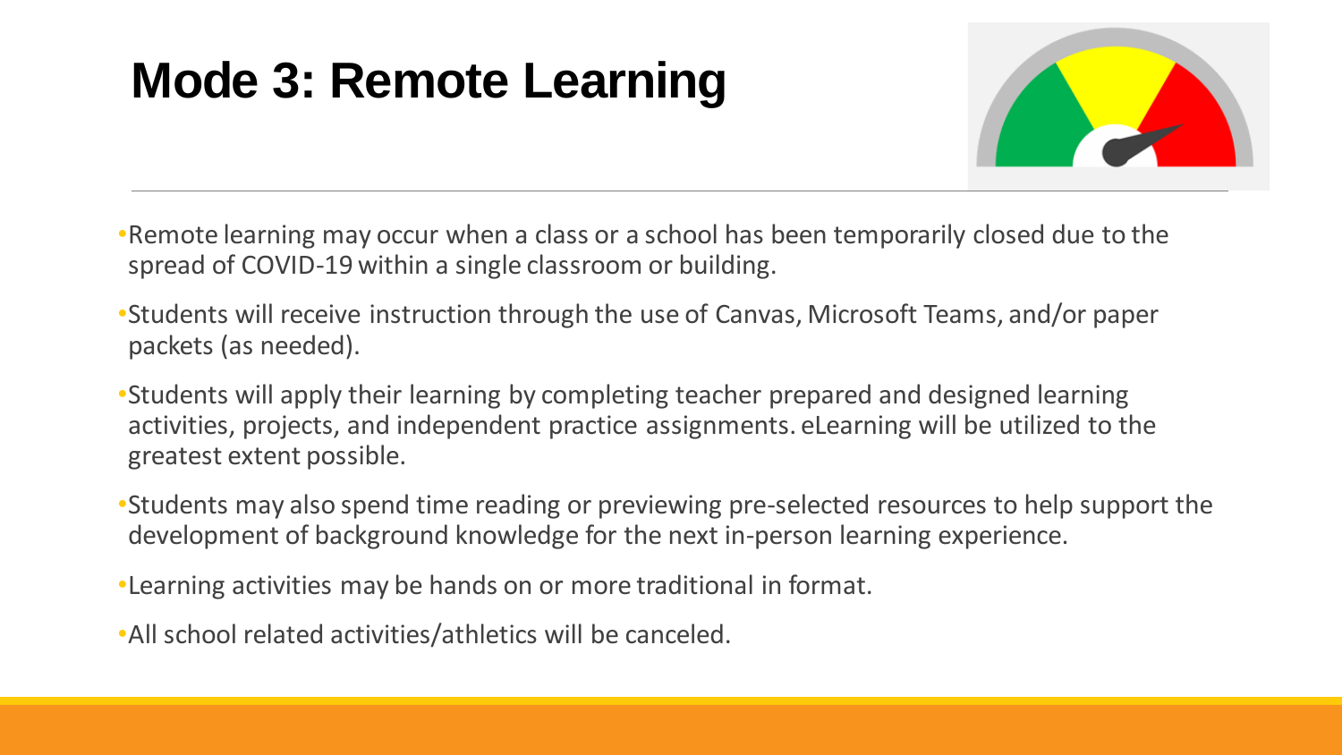# Mode 3: Remote Learning

- Remote learning may occur when a class or a school has been temporarily closed due to the spread of COVID-19 within a single classroom or building.
- Students will receive instruction through the use of Canvas, Microsoft Teams, and/or paper packets (as needed).
- Students will apply their learning by completing teacher prepared and designed learning activities, projects, and independent practice assignments. eLearning will be utilized to the greatest extent possible.
- Students may also spend time reading or previewing pre-selected resources to help support the development of background knowledge for the next in-person learning experience.
- Learning activities may be hands on or more traditional in format.
- All school related activities/athletics will be canceled.